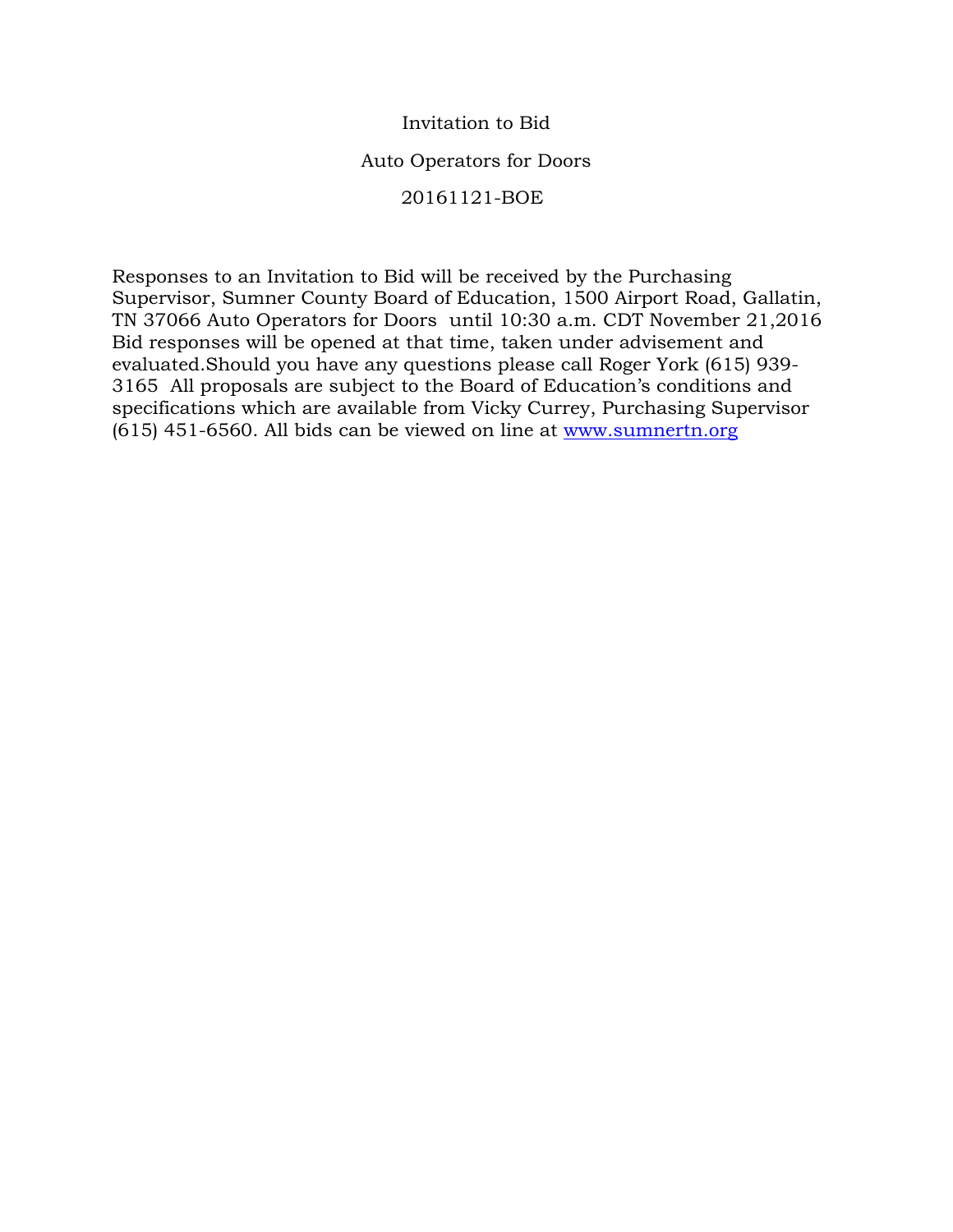# Invitation to Bid

## Auto Operators for Doors

## 20161121-BOE

Responses to an Invitation to Bid will be received by the Purchasing Supervisor, Sumner County Board of Education, 1500 Airport Road, Gallatin, TN 37066 Auto Operators for Doors until 10:30 a.m. CDT November 21,2016 Bid responses will be opened at that time, taken under advisement and evaluated.Should you have any questions please call Roger York (615) 939-3165 All proposals are subject to the Board of Education's conditions and specifications which are available from Vicky Currey, Purchasing Supervisor (615) 451-6560. All bids can be viewed on line at [www.sumnertn.org](http://www.sumnertn.org)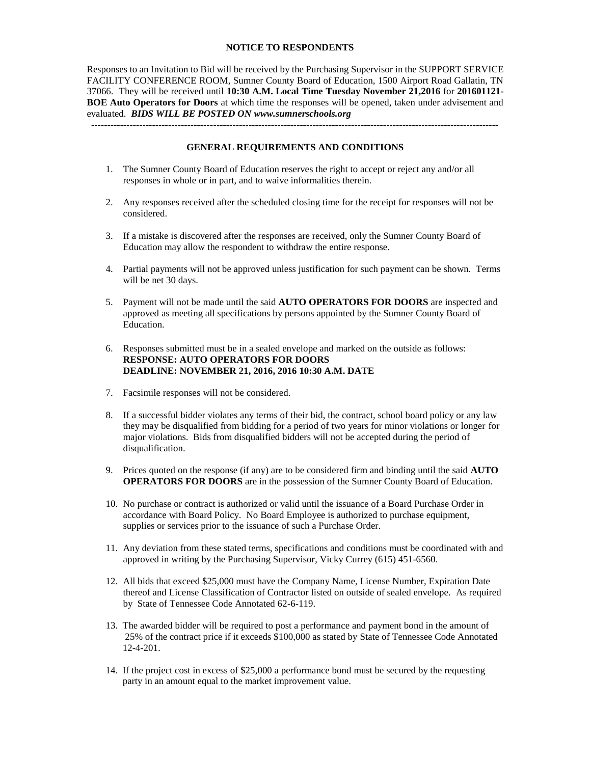## NOTICE TO RESPONDENTS

Responses to an Invitation to Bid will be received by the Purchasing Supervisor in the SUPPORT SERVICE FACILITY CONFERENCE ROOM, Sumner County Board of Education, 1500 Airport Road Gallatin, TN 37066. They will be received until **10:30 A.M. Local Time Tuesday November 21,2016** for **201601121-BOE Auto Operators for Doors** at which time the responses will be opened, taken under advisement and evaluated. ***BIDS WILL BE POSTED ON www.sumnerschools.org***

---

## GENERAL REQUIREMENTS AND CONDITIONS

1. The Sumner County Board of Education reserves the right to accept or reject any and/or all responses in whole or in part, and to waive informalities therein.

2. Any responses received after the scheduled closing time for the receipt for responses will not be considered.

3. If a mistake is discovered after the responses are received, only the Sumner County Board of Education may allow the respondent to withdraw the entire response.

4. Partial payments will not be approved unless justification for such payment can be shown. Terms will be net 30 days.

5. Payment will not be made until the said **AUTO OPERATORS FOR DOORS** are inspected and approved as meeting all specifications by persons appointed by the Sumner County Board of Education.

6. Responses submitted must be in a sealed envelope and marked on the outside as follows:
   **RESPONSE: AUTO OPERATORS FOR DOORS**
   **DEADLINE: NOVEMBER 21, 2016, 2016 10:30 A.M. DATE**

7. Facsimile responses will not be considered.

8. If a successful bidder violates any terms of their bid, the contract, school board policy or any law they may be disqualified from bidding for a period of two years for minor violations or longer for major violations. Bids from disqualified bidders will not be accepted during the period of disqualification.

9. Prices quoted on the response (if any) are to be considered firm and binding until the said **AUTO OPERATORS FOR DOORS** are in the possession of the Sumner County Board of Education.

10. No purchase or contract is authorized or valid until the issuance of a Board Purchase Order in accordance with Board Policy. No Board Employee is authorized to purchase equipment, supplies or services prior to the issuance of such a Purchase Order.

11. Any deviation from these stated terms, specifications and conditions must be coordinated with and approved in writing by the Purchasing Supervisor, Vicky Currey (615) 451-6560.

12. All bids that exceed $25,000 must have the Company Name, License Number, Expiration Date thereof and License Classification of Contractor listed on outside of sealed envelope. As required by State of Tennessee Code Annotated 62-6-119.

13. The awarded bidder will be required to post a performance and payment bond in the amount of 25% of the contract price if it exceeds $100,000 as stated by State of Tennessee Code Annotated 12-4-201.

14. If the project cost in excess of $25,000 a performance bond must be secured by the requesting party in an amount equal to the market improvement value.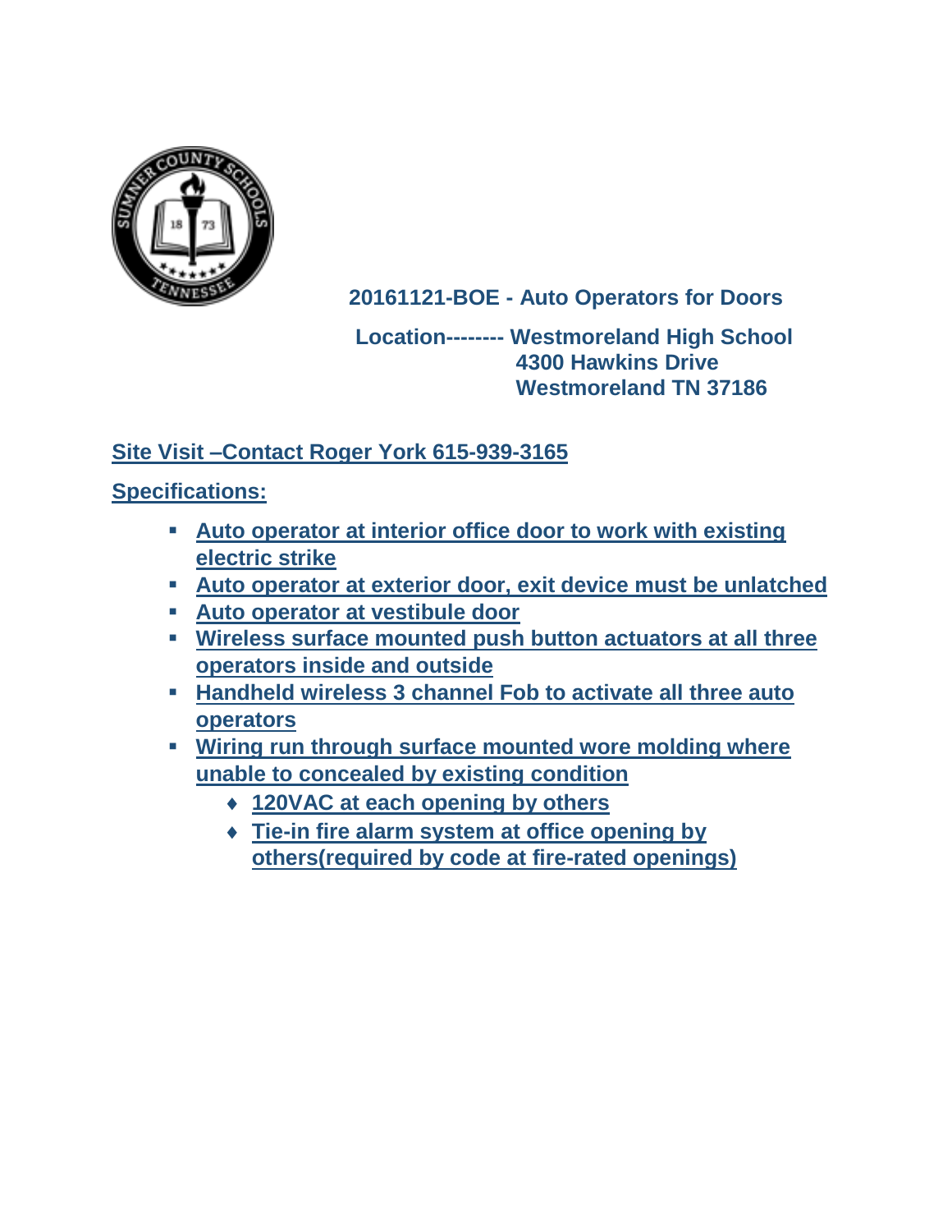**20161121-BOE - Auto Operators for Doors**

**Location-------- Westmoreland High School**
**4300 Hawkins Drive**
**Westmoreland TN 37186**

**Site Visit –Contact Roger York 615-939-3165**

**Specifications:**

- **Auto operator at interior office door to work with existing electric strike**
- **Auto operator at exterior door, exit device must be unlatched**
- **Auto operator at vestibule door**
- **Wireless surface mounted push button actuators at all three operators inside and outside**
- **Handheld wireless 3 channel Fob to activate all three auto operators**
- **Wiring run through surface mounted wore molding where unable to concealed by existing condition**
    - **120VAC at each opening by others**
    - **Tie-in fire alarm system at office opening by others(required by code at fire-rated openings)**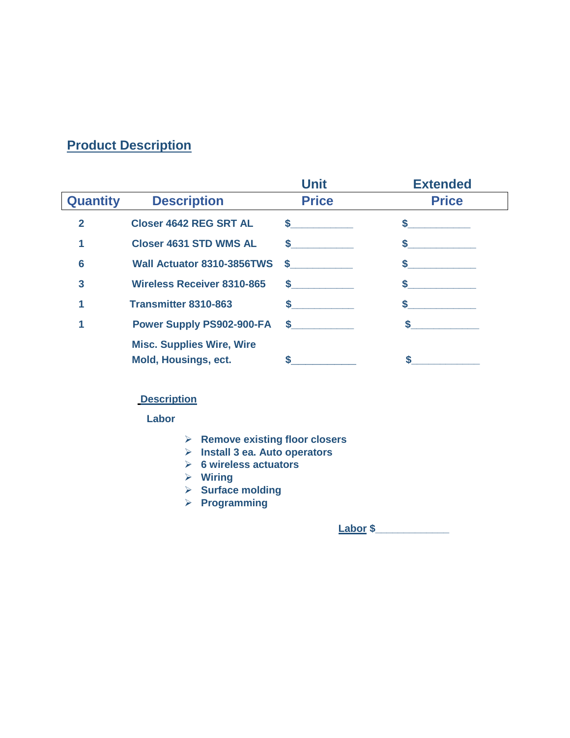## Product Description

| Quantity | Description | Unit Price | Extended Price |
|---|---|---|---|
| 2 | Closer 4642 REG SRT AL | $__________ | $__________ |
| 1 | Closer 4631 STD WMS AL | $__________ | $__________ |
| 6 | Wall Actuator 8310-3856TWS | $__________ | $__________ |
| 3 | Wireless Receiver 8310-865 | $__________ | $__________ |
| 1 | Transmitter 8310-863 | $__________ | $__________ |
| 1 | Power Supply PS902-900-FA | $__________ | $__________ |
| | Misc. Supplies Wire, Wire Mold, Housings, ect. | $__________ | $__________ |

**Description**

**Labor**

- Remove existing floor closers
- Install 3 ea. Auto operators
- 6 wireless actuators
- Wiring
- Surface molding
- Programming

**Labor** $____________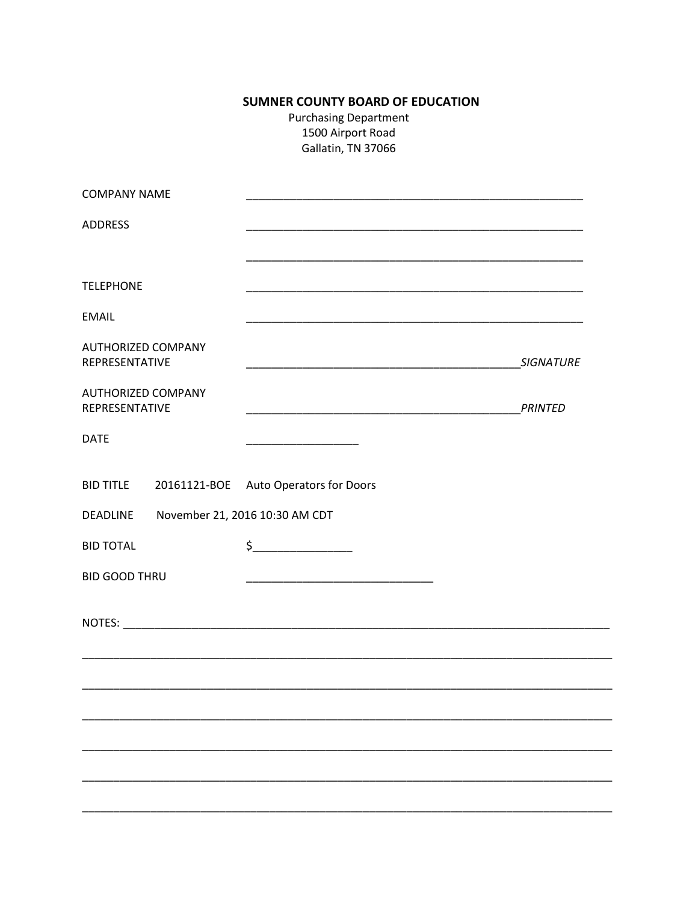**SUMNER COUNTY BOARD OF EDUCATION**

Purchasing Department
1500 Airport Road
Gallatin, TN 37066

COMPANY NAME _______________________________________________________

ADDRESS _______________________________________________________

_______________________________________________________

TELEPHONE _______________________________________________________

EMAIL _______________________________________________________

AUTHORIZED COMPANY REPRESENTATIVE ____________________________________________*SIGNATURE*

AUTHORIZED COMPANY REPRESENTATIVE ____________________________________________*PRINTED*

DATE __________________

BID TITLE 20161121-BOE Auto Operators for Doors

DEADLINE November 21, 2016 10:30 AM CDT

BID TOTAL $________________

BID GOOD THRU ______________________________

NOTES: ______________________________________________________________________________

______________________________________________________________________________________

______________________________________________________________________________________

______________________________________________________________________________________

______________________________________________________________________________________

______________________________________________________________________________________

______________________________________________________________________________________